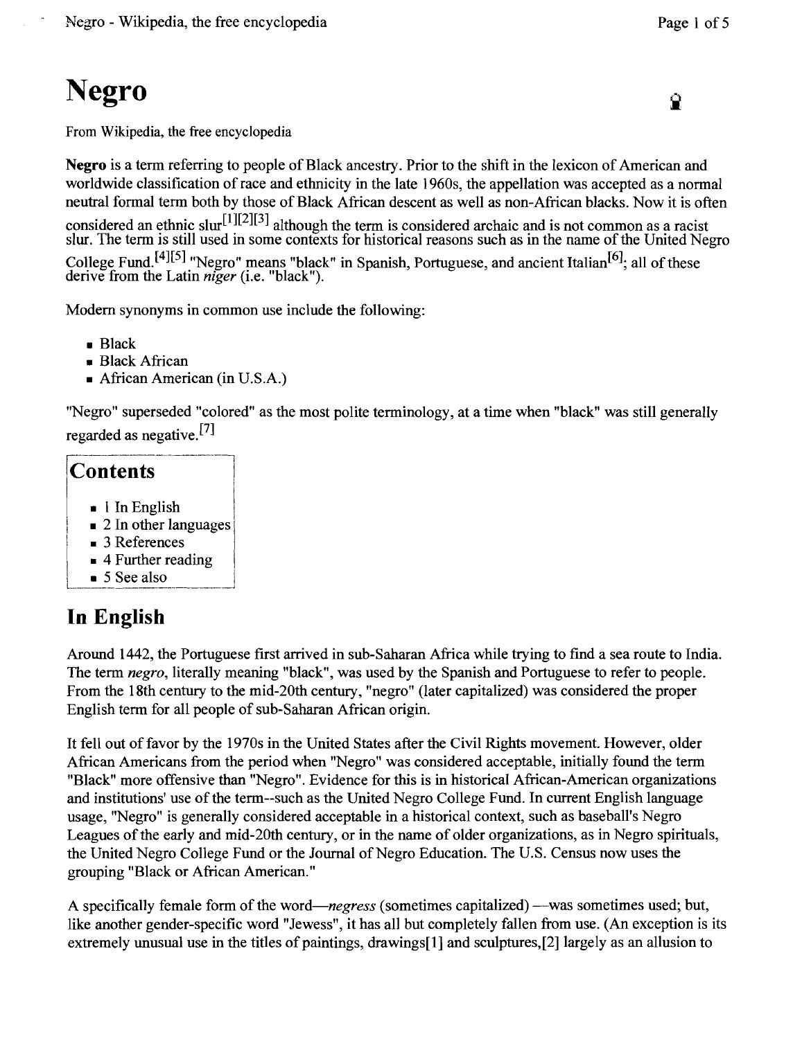# Negro

From Wikipedia, the free encyclopedia

**Negro** is a term referring to people of Black ancestry. Prior to the shift in the lexicon of American and worldwide classification of race and ethnicity in the late 1960s, the appellation was accepted as a normal neutral formal term both by those of Black African descent as well as non-African blacks. Now it is often considered an ethnic slur[1][2][3] although the term is considered archaic and is not common as a racist slur. The term is still used in some contexts for historical reasons such as in the name of the United Negro College Fund.[4][5] "Negro" means "black" in Spanish, Portuguese, and ancient Italian[6]; all of these derive from the Latin *niger* (i.e. "black").

Modern synonyms in common use include the following:

- Black
- Black African
- African American (in U.S.A.)

"Negro" superseded "colored" as the most polite terminology, at a time when "black" was still generally regarded as negative.[7]

## Contents

- 1 In English
- 2 In other languages
- 3 References
- 4 Further reading
- 5 See also

## In English

Around 1442, the Portuguese first arrived in sub-Saharan Africa while trying to find a sea route to India. The term *negro*, literally meaning "black", was used by the Spanish and Portuguese to refer to people. From the 18th century to the mid-20th century, "negro" (later capitalized) was considered the proper English term for all people of sub-Saharan African origin.

It fell out of favor by the 1970s in the United States after the Civil Rights movement. However, older African Americans from the period when "Negro" was considered acceptable, initially found the term "Black" more offensive than "Negro". Evidence for this is in historical African-American organizations and institutions' use of the term--such as the United Negro College Fund. In current English language usage, "Negro" is generally considered acceptable in a historical context, such as baseball's Negro Leagues of the early and mid-20th century, or in the name of older organizations, as in Negro spirituals, the United Negro College Fund or the Journal of Negro Education. The U.S. Census now uses the grouping "Black or African American."

A specifically female form of the word—*negress* (sometimes capitalized) —was sometimes used; but, like another gender-specific word "Jewess", it has all but completely fallen from use. (An exception is its extremely unusual use in the titles of paintings, drawings[1] and sculptures,[2] largely as an allusion to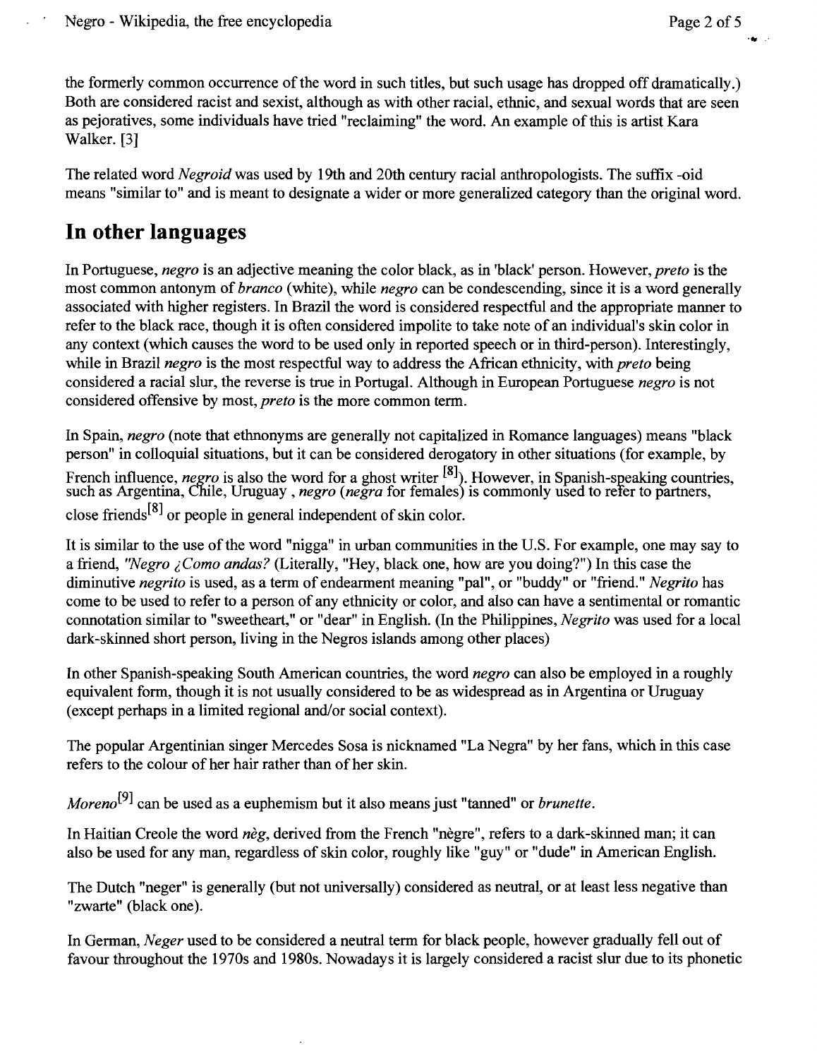the formerly common occurrence of the word in such titles, but such usage has dropped off dramatically.) Both are considered racist and sexist, although as with other racial, ethnic, and sexual words that are seen as pejoratives, some individuals have tried "reclaiming" the word. An example of this is artist Kara Walker. [3]

The related word *Negroid* was used by 19th and 20th century racial anthropologists. The suffix -oid means "similar to" and is meant to designate a wider or more generalized category than the original word.

## In other languages

In Portuguese, *negro* is an adjective meaning the color black, as in 'black' person. However, *preto* is the most common antonym of *branco* (white), while *negro* can be condescending, since it is a word generally associated with higher registers. In Brazil the word is considered respectful and the appropriate manner to refer to the black race, though it is often considered impolite to take note of an individual's skin color in any context (which causes the word to be used only in reported speech or in third-person). Interestingly, while in Brazil *negro* is the most respectful way to address the African ethnicity, with *preto* being considered a racial slur, the reverse is true in Portugal. Although in European Portuguese *negro* is not considered offensive by most, *preto* is the more common term.

In Spain, *negro* (note that ethnonyms are generally not capitalized in Romance languages) means "black person" in colloquial situations, but it can be considered derogatory in other situations (for example, by French influence, *negro* is also the word for a ghost writer [8]). However, in Spanish-speaking countries, such as Argentina, Chile, Uruguay , *negro* (*negra* for females) is commonly used to refer to partners, close friends[8] or people in general independent of skin color.

It is similar to the use of the word "nigga" in urban communities in the U.S. For example, one may say to a friend, *"Negro ¿Como andas?* (Literally, "Hey, black one, how are you doing?") In this case the diminutive *negrito* is used, as a term of endearment meaning "pal", or "buddy" or "friend." *Negrito* has come to be used to refer to a person of any ethnicity or color, and also can have a sentimental or romantic connotation similar to "sweetheart," or "dear" in English. (In the Philippines, *Negrito* was used for a local dark-skinned short person, living in the Negros islands among other places)

In other Spanish-speaking South American countries, the word *negro* can also be employed in a roughly equivalent form, though it is not usually considered to be as widespread as in Argentina or Uruguay (except perhaps in a limited regional and/or social context).

The popular Argentinian singer Mercedes Sosa is nicknamed "La Negra" by her fans, which in this case refers to the colour of her hair rather than of her skin.

*Moreno*[9] can be used as a euphemism but it also means just "tanned" or *brunette*.

In Haitian Creole the word *nèg*, derived from the French "nègre", refers to a dark-skinned man; it can also be used for any man, regardless of skin color, roughly like "guy" or "dude" in American English.

The Dutch "neger" is generally (but not universally) considered as neutral, or at least less negative than "zwarte" (black one).

In German, *Neger* used to be considered a neutral term for black people, however gradually fell out of favour throughout the 1970s and 1980s. Nowadays it is largely considered a racist slur due to its phonetic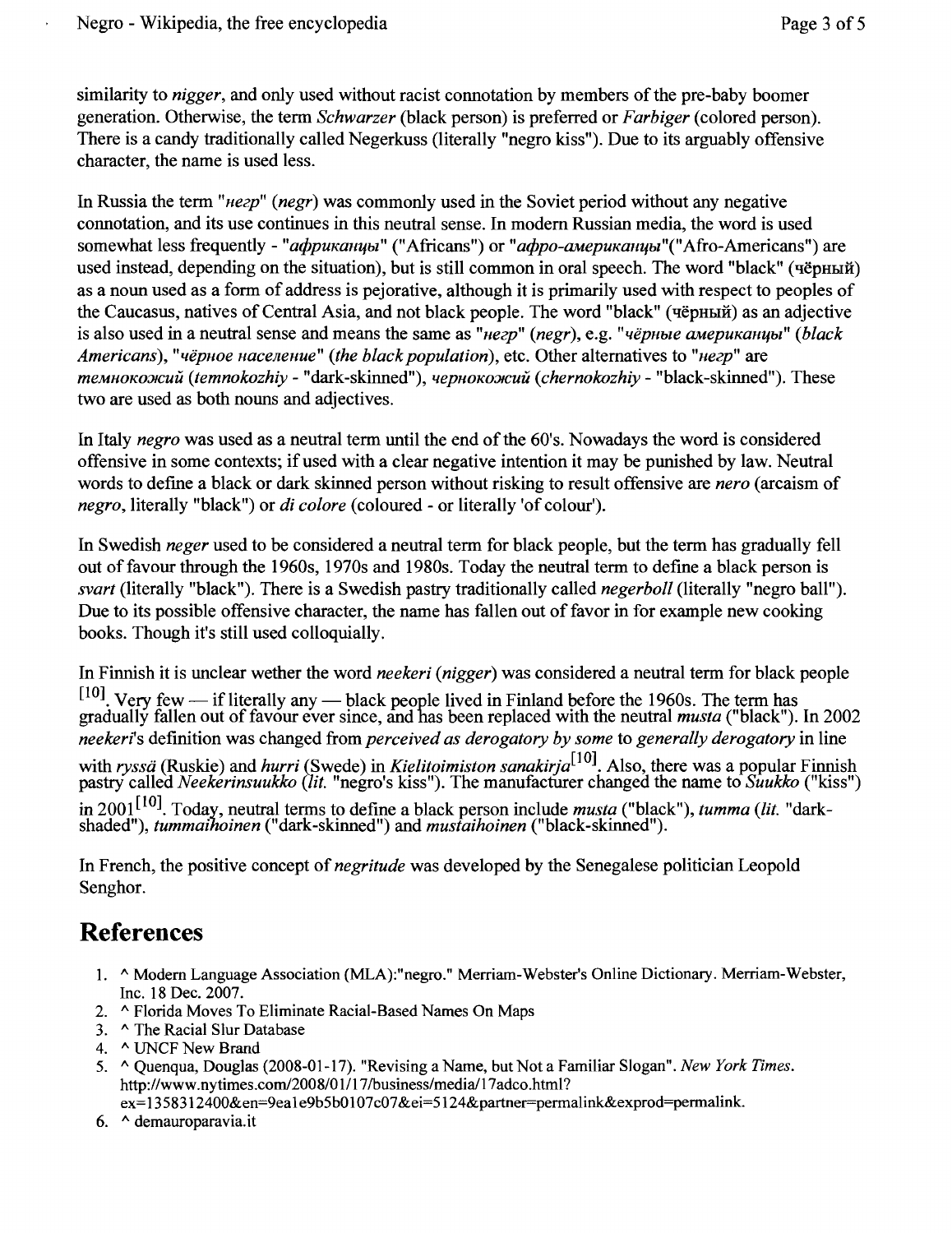similarity to *nigger*, and only used without racist connotation by members of the pre-baby boomer generation. Otherwise, the term *Schwarzer* (black person) is preferred or *Farbiger* (colored person). There is a candy traditionally called Negerkuss (literally "negro kiss"). Due to its arguably offensive character, the name is used less.

In Russia the term *"негр"* (*negr*) was commonly used in the Soviet period without any negative connotation, and its use continues in this neutral sense. In modern Russian media, the word is used somewhat less frequently - *"африканцы"* ("Africans") or *"афро-американцы"*("Afro-Americans") are used instead, depending on the situation), but is still common in oral speech. The word "black" (чёрный) as a noun used as a form of address is pejorative, although it is primarily used with respect to peoples of the Caucasus, natives of Central Asia, and not black people. The word "black" (чёрный) as an adjective is also used in a neutral sense and means the same as *"негр"* (*negr*), e.g. *"чёрные американцы"* (*black Americans*), *"чёрное население"* (*the black population*), etc. Other alternatives to *"негр"* are *темнокожий* (*temnokozhiy* - "dark-skinned"), *чернокожий* (*chernokozhiy* - "black-skinned"). These two are used as both nouns and adjectives.

In Italy *negro* was used as a neutral term until the end of the 60's. Nowadays the word is considered offensive in some contexts; if used with a clear negative intention it may be punished by law. Neutral words to define a black or dark skinned person without risking to result offensive are *nero* (arcaism of *negro*, literally "black") or *di colore* (coloured - or literally 'of colour').

In Swedish *neger* used to be considered a neutral term for black people, but the term has gradually fell out of favour through the 1960s, 1970s and 1980s. Today the neutral term to define a black person is *svart* (literally "black"). There is a Swedish pastry traditionally called *negerboll* (literally "negro ball"). Due to its possible offensive character, the name has fallen out of favor in for example new cooking books. Though it's still used colloquially.

In Finnish it is unclear wether the word *neekeri* (*nigger*) was considered a neutral term for black people [10]. Very few — if literally any — black people lived in Finland before the 1960s. The term has gradually fallen out of favour ever since, and has been replaced with the neutral *musta* ("black"). In 2002 *neekeri*'s definition was changed from *perceived as derogatory by some* to *generally derogatory* in line with *ryssä* (Ruskie) and *hurri* (Swede) in *Kielitoimiston sanakirja*[10]. Also, there was a popular Finnish pastry called *Neekerinsuukko* (*lit.* "negro's kiss"). The manufacturer changed the name to *Suukko* ("kiss") in 2001[10]. Today, neutral terms to define a black person include *musta* ("black"), *tumma* (*lit.* "dark-shaded"), *tummaihoinen* ("dark-skinned") and *mustaihoinen* ("black-skinned").

In French, the positive concept of *negritude* was developed by the Senegalese politician Leopold Senghor.

## References

1. ^ Modern Language Association (MLA):"negro." Merriam-Webster's Online Dictionary. Merriam-Webster, Inc. 18 Dec. 2007.
2. ^ Florida Moves To Eliminate Racial-Based Names On Maps
3. ^ The Racial Slur Database
4. ^ UNCF New Brand
5. ^ Quenqua, Douglas (2008-01-17). "Revising a Name, but Not a Familiar Slogan". *New York Times*. http://www.nytimes.com/2008/01/17/business/media/17adco.html?ex=1358312400&en=9ea1e9b5b0107c07&ei=5124&partner=permalink&exprod=permalink.
6. ^ demauroparavia.it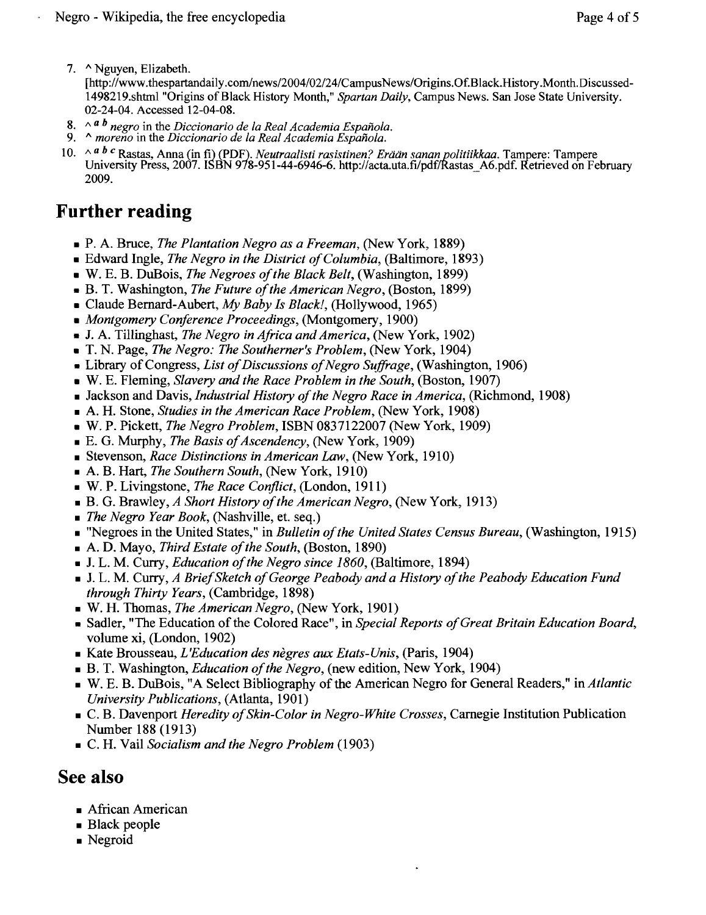7. ^ Nguyen, Elizabeth. [http://www.thespartandaily.com/news/2004/02/24/CampusNews/Origins.Of.Black.History.Month.Discussed-1498219.shtml "Origins of Black History Month," *Spartan Daily*, Campus News. San Jose State University. 02-24-04. Accessed 12-04-08.
8. ^ *a b* *negro* in the *Diccionario de la Real Academia Española*.
9. ^ *moreno* in the *Diccionario de la Real Academia Española*.
10. ^ *a b c* Rastas, Anna (in fi) (PDF). *Neutraalisti rasistinen? Erään sanan politiikkaa*. Tampere: Tampere University Press, 2007. ISBN 978-951-44-6946-6. http://acta.uta.fi/pdf/Rastas_A6.pdf. Retrieved on February 2009.

## Further reading

- P. A. Bruce, *The Plantation Negro as a Freeman*, (New York, 1889)
- Edward Ingle, *The Negro in the District of Columbia*, (Baltimore, 1893)
- W. E. B. DuBois, *The Negroes of the Black Belt*, (Washington, 1899)
- B. T. Washington, *The Future of the American Negro*, (Boston, 1899)
- Claude Bernard-Aubert, *My Baby Is Black!*, (Hollywood, 1965)
- *Montgomery Conference Proceedings*, (Montgomery, 1900)
- J. A. Tillinghast, *The Negro in Africa and America*, (New York, 1902)
- T. N. Page, *The Negro: The Southerner's Problem*, (New York, 1904)
- Library of Congress, *List of Discussions of Negro Suffrage*, (Washington, 1906)
- W. E. Fleming, *Slavery and the Race Problem in the South*, (Boston, 1907)
- Jackson and Davis, *Industrial History of the Negro Race in America*, (Richmond, 1908)
- A. H. Stone, *Studies in the American Race Problem*, (New York, 1908)
- W. P. Pickett, *The Negro Problem*, ISBN 0837122007 (New York, 1909)
- E. G. Murphy, *The Basis of Ascendency*, (New York, 1909)
- Stevenson, *Race Distinctions in American Law*, (New York, 1910)
- A. B. Hart, *The Southern South*, (New York, 1910)
- W. P. Livingstone, *The Race Conflict*, (London, 1911)
- B. G. Brawley, *A Short History of the American Negro*, (New York, 1913)
- *The Negro Year Book*, (Nashville, et. seq.)
- "Negroes in the United States," in *Bulletin of the United States Census Bureau*, (Washington, 1915)
- A. D. Mayo, *Third Estate of the South*, (Boston, 1890)
- J. L. M. Curry, *Education of the Negro since 1860*, (Baltimore, 1894)
- J. L. M. Curry, *A Brief Sketch of George Peabody and a History of the Peabody Education Fund through Thirty Years*, (Cambridge, 1898)
- W. H. Thomas, *The American Negro*, (New York, 1901)
- Sadler, "The Education of the Colored Race", in *Special Reports of Great Britain Education Board*, volume xi, (London, 1902)
- Kate Brousseau, *L'Education des nègres aux Etats-Unis*, (Paris, 1904)
- B. T. Washington, *Education of the Negro*, (new edition, New York, 1904)
- W. E. B. DuBois, "A Select Bibliography of the American Negro for General Readers," in *Atlantic University Publications*, (Atlanta, 1901)
- C. B. Davenport *Heredity of Skin-Color in Negro-White Crosses*, Carnegie Institution Publication Number 188 (1913)
- C. H. Vail *Socialism and the Negro Problem* (1903)

## See also

- African American
- Black people
- Negroid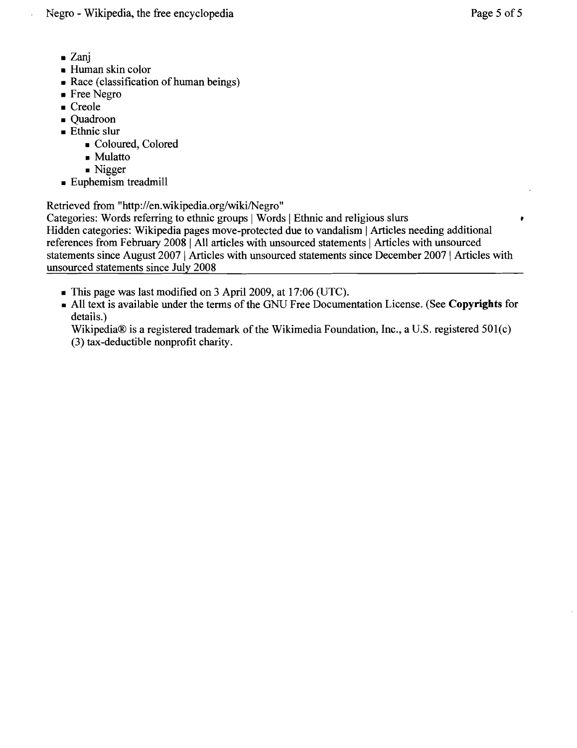- Zanj
- Human skin color
- Race (classification of human beings)
- Free Negro
- Creole
- Quadroon
- Ethnic slur
  - Coloured, Colored
  - Mulatto
  - Nigger
- Euphemism treadmill

Retrieved from "http://en.wikipedia.org/wiki/Negro"
Categories: Words referring to ethnic groups | Words | Ethnic and religious slurs
Hidden categories: Wikipedia pages move-protected due to vandalism | Articles needing additional references from February 2008 | All articles with unsourced statements | Articles with unsourced statements since August 2007 | Articles with unsourced statements since December 2007 | Articles with unsourced statements since July 2008

---

- This page was last modified on 3 April 2009, at 17:06 (UTC).
- All text is available under the terms of the GNU Free Documentation License. (See **Copyrights** for details.)
  Wikipedia® is a registered trademark of the Wikimedia Foundation, Inc., a U.S. registered 501(c)(3) tax-deductible nonprofit charity.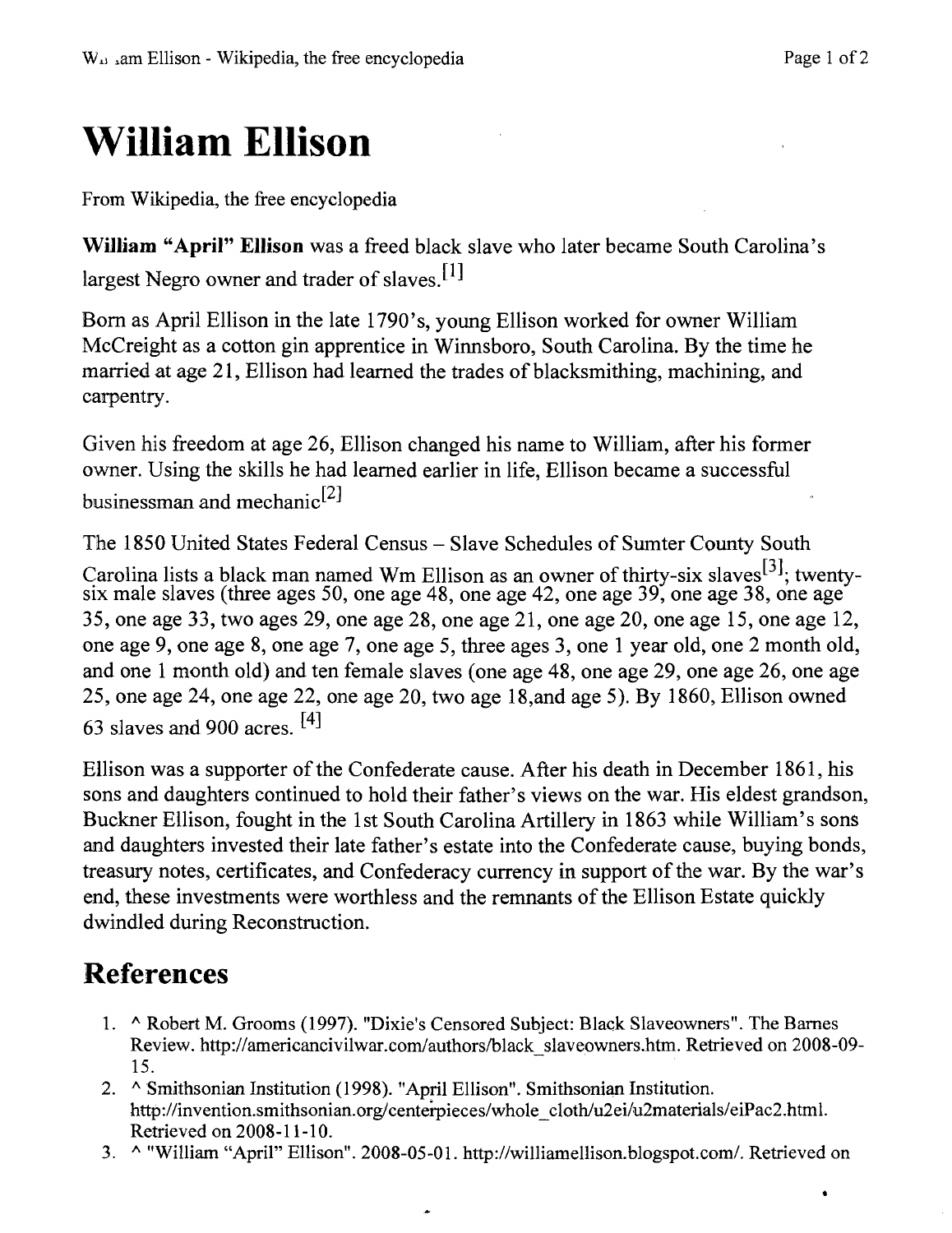# William Ellison

From Wikipedia, the free encyclopedia

**William "April" Ellison** was a freed black slave who later became South Carolina's largest Negro owner and trader of slaves.[1]

Born as April Ellison in the late 1790's, young Ellison worked for owner William McCreight as a cotton gin apprentice in Winnsboro, South Carolina. By the time he married at age 21, Ellison had learned the trades of blacksmithing, machining, and carpentry.

Given his freedom at age 26, Ellison changed his name to William, after his former owner. Using the skills he had learned earlier in life, Ellison became a successful businessman and mechanic[2]

The 1850 United States Federal Census – Slave Schedules of Sumter County South Carolina lists a black man named Wm Ellison as an owner of thirty-six slaves[3]; twenty-six male slaves (three ages 50, one age 48, one age 42, one age 39, one age 38, one age 35, one age 33, two ages 29, one age 28, one age 21, one age 20, one age 15, one age 12, one age 9, one age 8, one age 7, one age 5, three ages 3, one 1 year old, one 2 month old, and one 1 month old) and ten female slaves (one age 48, one age 29, one age 26, one age 25, one age 24, one age 22, one age 20, two age 18,and age 5). By 1860, Ellison owned 63 slaves and 900 acres. [4]

Ellison was a supporter of the Confederate cause. After his death in December 1861, his sons and daughters continued to hold their father's views on the war. His eldest grandson, Buckner Ellison, fought in the 1st South Carolina Artillery in 1863 while William's sons and daughters invested their late father's estate into the Confederate cause, buying bonds, treasury notes, certificates, and Confederacy currency in support of the war. By the war's end, these investments were worthless and the remnants of the Ellison Estate quickly dwindled during Reconstruction.

## References

1. ^ Robert M. Grooms (1997). "Dixie's Censored Subject: Black Slaveowners". The Barnes Review. http://americancivilwar.com/authors/black_slaveowners.htm. Retrieved on 2008-09-15.
2. ^ Smithsonian Institution (1998). "April Ellison". Smithsonian Institution. http://invention.smithsonian.org/centerpieces/whole_cloth/u2ei/u2materials/eiPac2.html. Retrieved on 2008-11-10.
3. ^ "William "April" Ellison". 2008-05-01. http://williamellison.blogspot.com/. Retrieved on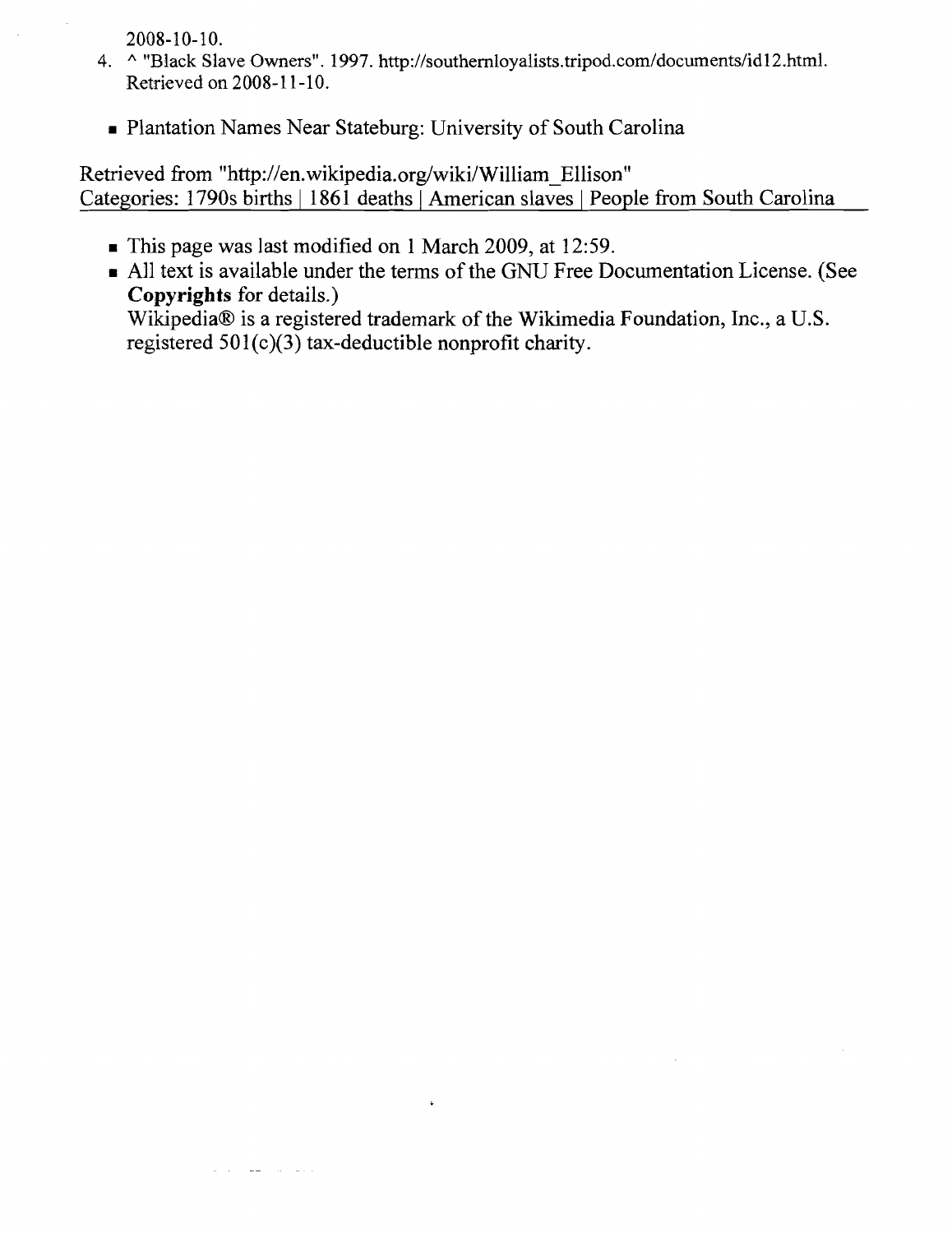2008-10-10.

4. ^ "Black Slave Owners". 1997. http://southernloyalists.tripod.com/documents/id12.html. Retrieved on 2008-11-10.

- Plantation Names Near Stateburg: University of South Carolina

Retrieved from "http://en.wikipedia.org/wiki/William_Ellison"
Categories: 1790s births | 1861 deaths | American slaves | People from South Carolina

- This page was last modified on 1 March 2009, at 12:59.
- All text is available under the terms of the GNU Free Documentation License. (See **Copyrights** for details.)
  Wikipedia® is a registered trademark of the Wikimedia Foundation, Inc., a U.S. registered 501(c)(3) tax-deductible nonprofit charity.